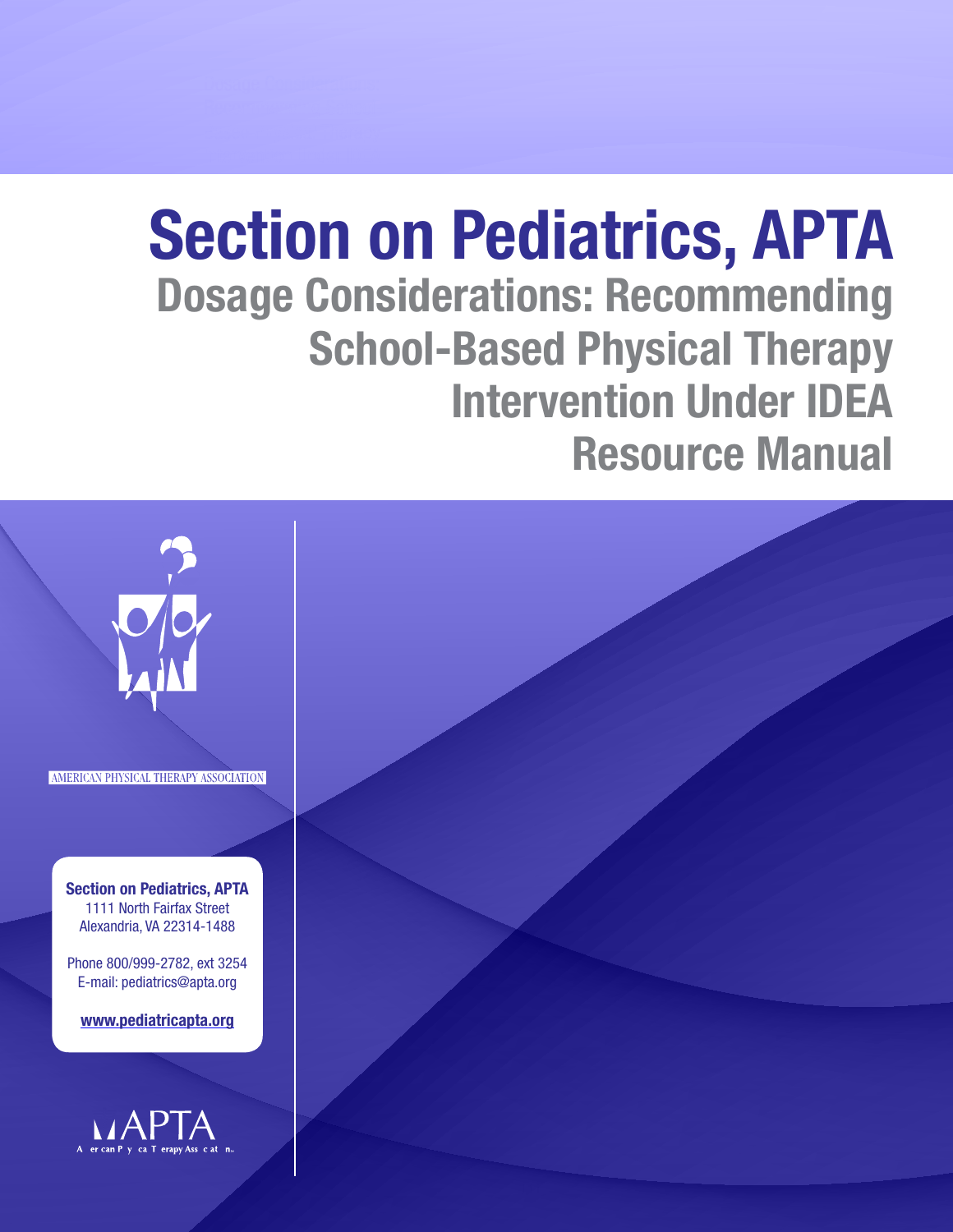# Section on Pediatrics, APTA

## Dosage Considerations: Recommending School-Based Physical Therapy Intervention Under IDEA Resource Manual

AMERICAN PHYSICAL THERAPY ASSOCIATION

**Section on Pediatrics, APTA**
1111 North Fairfax Street
Alexandria, VA 22314-1488

Phone 800/999-2782, ext 3254
E-mail: pediatrics@apta.org

**www.pediatricapta.org**

APTA
American Physical Therapy Association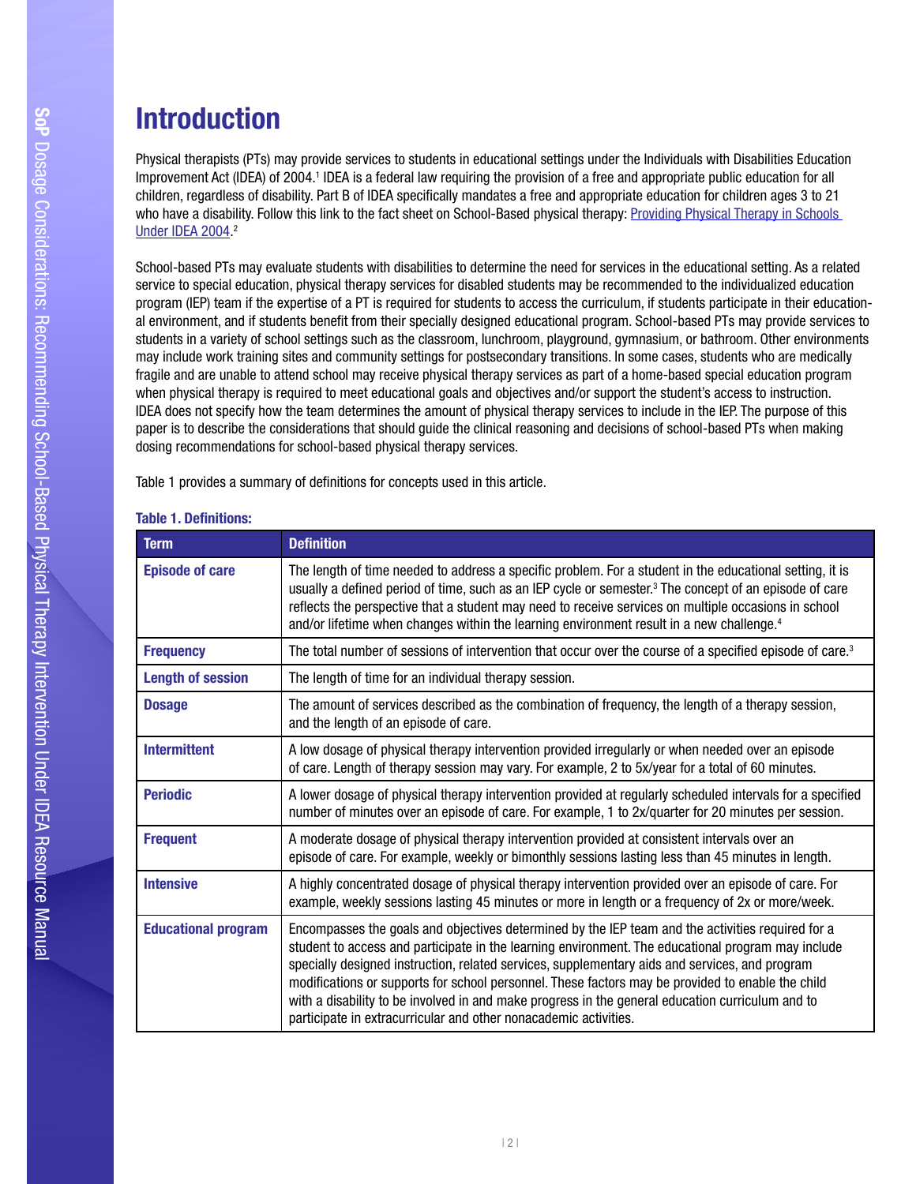# Introduction

Physical therapists (PTs) may provide services to students in educational settings under the Individuals with Disabilities Education Improvement Act (IDEA) of 2004.[1] IDEA is a federal law requiring the provision of a free and appropriate public education for all children, regardless of disability. Part B of IDEA specifically mandates a free and appropriate education for children ages 3 to 21 who have a disability. Follow this link to the fact sheet on School-Based physical therapy: [Providing Physical Therapy in Schools Under IDEA 2004](#).[2]

School-based PTs may evaluate students with disabilities to determine the need for services in the educational setting. As a related service to special education, physical therapy services for disabled students may be recommended to the individualized education program (IEP) team if the expertise of a PT is required for students to access the curriculum, if students participate in their educational environment, and if students benefit from their specially designed educational program. School-based PTs may provide services to students in a variety of school settings such as the classroom, lunchroom, playground, gymnasium, or bathroom. Other environments may include work training sites and community settings for postsecondary transitions. In some cases, students who are medically fragile and are unable to attend school may receive physical therapy services as part of a home-based special education program when physical therapy is required to meet educational goals and objectives and/or support the student's access to instruction. IDEA does not specify how the team determines the amount of physical therapy services to include in the IEP. The purpose of this paper is to describe the considerations that should guide the clinical reasoning and decisions of school-based PTs when making dosing recommendations for school-based physical therapy services.

Table 1 provides a summary of definitions for concepts used in this article.

**Table 1. Definitions:**

| Term | Definition |
|---|---|
| **Episode of care** | The length of time needed to address a specific problem. For a student in the educational setting, it is usually a defined period of time, such as an IEP cycle or semester.[3] The concept of an episode of care reflects the perspective that a student may need to receive services on multiple occasions in school and/or lifetime when changes within the learning environment result in a new challenge.[4] |
| **Frequency** | The total number of sessions of intervention that occur over the course of a specified episode of care.[3] |
| **Length of session** | The length of time for an individual therapy session. |
| **Dosage** | The amount of services described as the combination of frequency, the length of a therapy session, and the length of an episode of care. |
| **Intermittent** | A low dosage of physical therapy intervention provided irregularly or when needed over an episode of care. Length of therapy session may vary. For example, 2 to 5x/year for a total of 60 minutes. |
| **Periodic** | A lower dosage of physical therapy intervention provided at regularly scheduled intervals for a specified number of minutes over an episode of care. For example, 1 to 2x/quarter for 20 minutes per session. |
| **Frequent** | A moderate dosage of physical therapy intervention provided at consistent intervals over an episode of care. For example, weekly or bimonthly sessions lasting less than 45 minutes in length. |
| **Intensive** | A highly concentrated dosage of physical therapy intervention provided over an episode of care. For example, weekly sessions lasting 45 minutes or more in length or a frequency of 2x or more/week. |
| **Educational program** | Encompasses the goals and objectives determined by the IEP team and the activities required for a student to access and participate in the learning environment. The educational program may include specially designed instruction, related services, supplementary aids and services, and program modifications or supports for school personnel. These factors may be provided to enable the child with a disability to be involved in and make progress in the general education curriculum and to participate in extracurricular and other nonacademic activities. |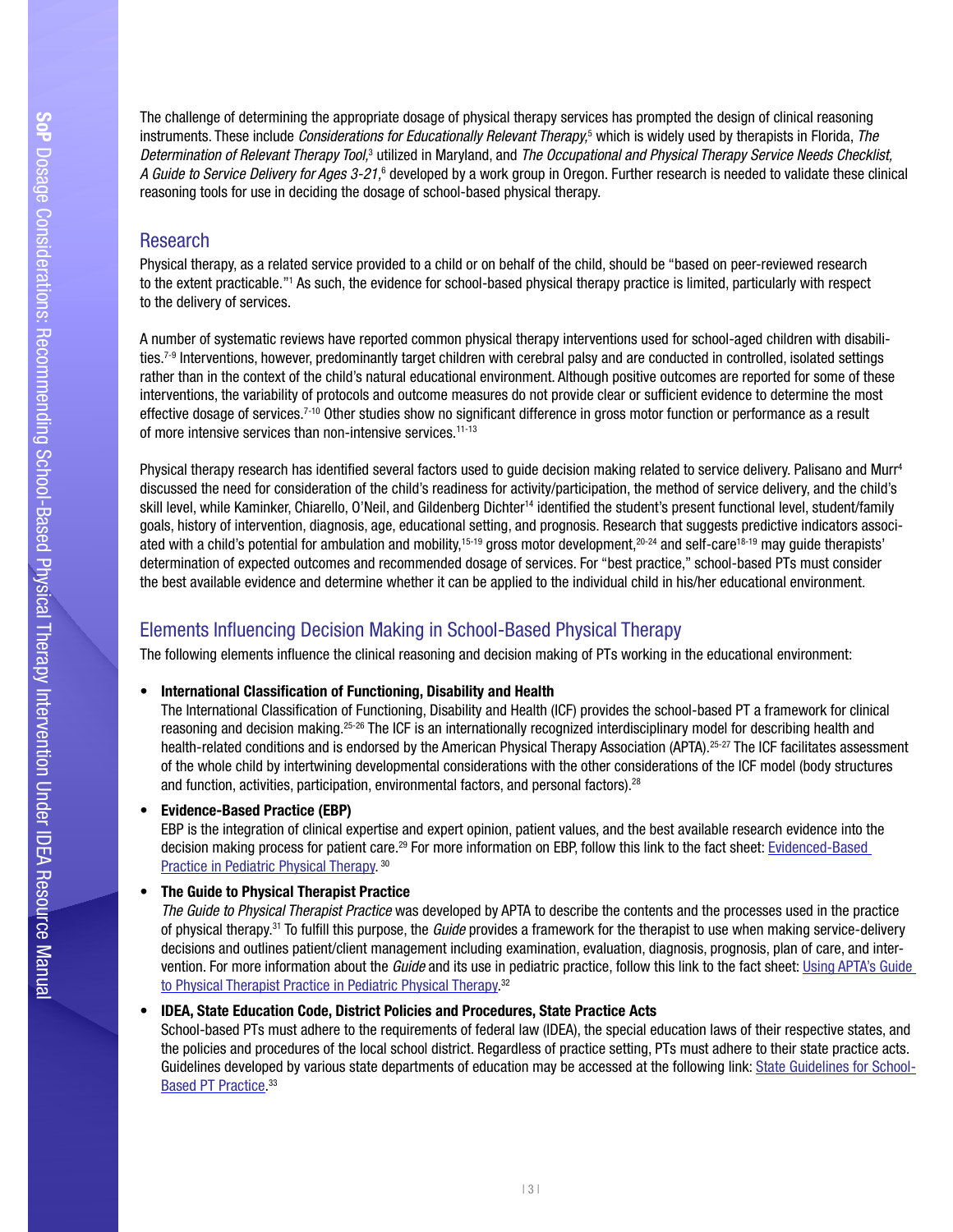The challenge of determining the appropriate dosage of physical therapy services has prompted the design of clinical reasoning instruments. These include *Considerations for Educationally Relevant Therapy,*[5] which is widely used by therapists in Florida, *The Determination of Relevant Therapy Tool,*[3] utilized in Maryland, and *The Occupational and Physical Therapy Service Needs Checklist, A Guide to Service Delivery for Ages 3-21,*[6] developed by a work group in Oregon. Further research is needed to validate these clinical reasoning tools for use in deciding the dosage of school-based physical therapy.

## Research

Physical therapy, as a related service provided to a child or on behalf of the child, should be "based on peer-reviewed research to the extent practicable."[1] As such, the evidence for school-based physical therapy practice is limited, particularly with respect to the delivery of services.

A number of systematic reviews have reported common physical therapy interventions used for school-aged children with disabilities.[7-9] Interventions, however, predominantly target children with cerebral palsy and are conducted in controlled, isolated settings rather than in the context of the child's natural educational environment. Although positive outcomes are reported for some of these interventions, the variability of protocols and outcome measures do not provide clear or sufficient evidence to determine the most effective dosage of services.[7-10] Other studies show no significant difference in gross motor function or performance as a result of more intensive services than non-intensive services.[11-13]

Physical therapy research has identified several factors used to guide decision making related to service delivery. Palisano and Murr[4] discussed the need for consideration of the child's readiness for activity/participation, the method of service delivery, and the child's skill level, while Kaminker, Chiarello, O'Neil, and Gildenberg Dichter[14] identified the student's present functional level, student/family goals, history of intervention, diagnosis, age, educational setting, and prognosis. Research that suggests predictive indicators associated with a child's potential for ambulation and mobility,[15-19] gross motor development,[20-24] and self-care[18-19] may guide therapists' determination of expected outcomes and recommended dosage of services. For "best practice," school-based PTs must consider the best available evidence and determine whether it can be applied to the individual child in his/her educational environment.

## Elements Influencing Decision Making in School-Based Physical Therapy

The following elements influence the clinical reasoning and decision making of PTs working in the educational environment:

- **International Classification of Functioning, Disability and Health**
  The International Classification of Functioning, Disability and Health (ICF) provides the school-based PT a framework for clinical reasoning and decision making.[25-26] The ICF is an internationally recognized interdisciplinary model for describing health and health-related conditions and is endorsed by the American Physical Therapy Association (APTA).[25-27] The ICF facilitates assessment of the whole child by intertwining developmental considerations with the other considerations of the ICF model (body structures and function, activities, participation, environmental factors, and personal factors).[28]

- **Evidence-Based Practice (EBP)**
  EBP is the integration of clinical expertise and expert opinion, patient values, and the best available research evidence into the decision making process for patient care.[29] For more information on EBP, follow this link to the fact sheet: Evidenced-Based Practice in Pediatric Physical Therapy.[30]

- **The Guide to Physical Therapist Practice**
  *The Guide to Physical Therapist Practice* was developed by APTA to describe the contents and the processes used in the practice of physical therapy.[31] To fulfill this purpose, the *Guide* provides a framework for the therapist to use when making service-delivery decisions and outlines patient/client management including examination, evaluation, diagnosis, prognosis, plan of care, and intervention. For more information about the *Guide* and its use in pediatric practice, follow this link to the fact sheet: Using APTA's Guide to Physical Therapist Practice in Pediatric Physical Therapy.[32]

- **IDEA, State Education Code, District Policies and Procedures, State Practice Acts**
  School-based PTs must adhere to the requirements of federal law (IDEA), the special education laws of their respective states, and the policies and procedures of the local school district. Regardless of practice setting, PTs must adhere to their state practice acts. Guidelines developed by various state departments of education may be accessed at the following link: State Guidelines for School-Based PT Practice.[33]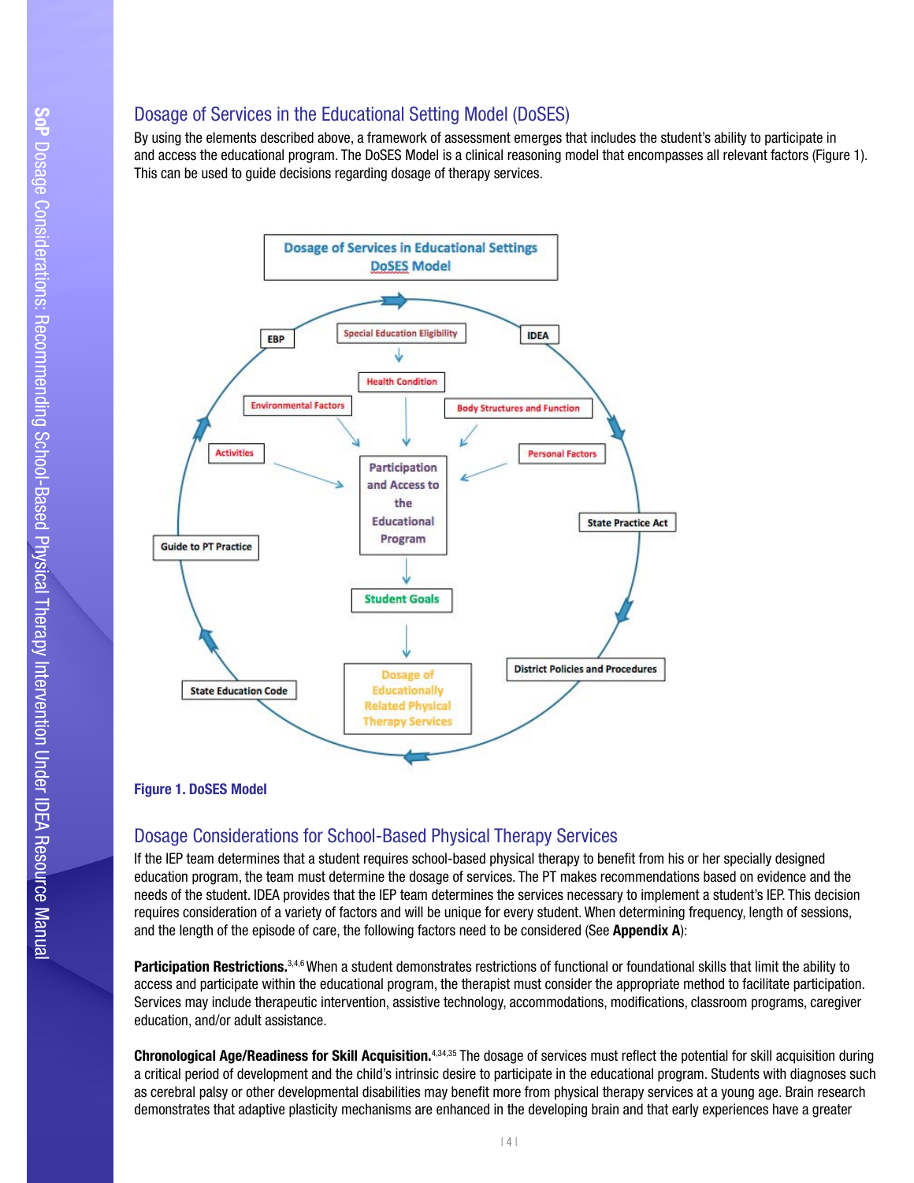## Dosage of Services in the Educational Setting Model (DoSES)

By using the elements described above, a framework of assessment emerges that includes the student's ability to participate in and access the educational program. The DoSES Model is a clinical reasoning model that encompasses all relevant factors (Figure 1). This can be used to guide decisions regarding dosage of therapy services.

**Figure 1. DoSES Model**

## Dosage Considerations for School-Based Physical Therapy Services

If the IEP team determines that a student requires school-based physical therapy to benefit from his or her specially designed education program, the team must determine the dosage of services. The PT makes recommendations based on evidence and the needs of the student. IDEA provides that the IEP team determines the services necessary to implement a student's IEP. This decision requires consideration of a variety of factors and will be unique for every student. When determining frequency, length of sessions, and the length of the episode of care, the following factors need to be considered (See **Appendix A**):

**Participation Restrictions.**[3,4,6] When a student demonstrates restrictions of functional or foundational skills that limit the ability to access and participate within the educational program, the therapist must consider the appropriate method to facilitate participation. Services may include therapeutic intervention, assistive technology, accommodations, modifications, classroom programs, caregiver education, and/or adult assistance.

**Chronological Age/Readiness for Skill Acquisition.**[4,34,35] The dosage of services must reflect the potential for skill acquisition during a critical period of development and the child's intrinsic desire to participate in the educational program. Students with diagnoses such as cerebral palsy or other developmental disabilities may benefit more from physical therapy services at a young age. Brain research demonstrates that adaptive plasticity mechanisms are enhanced in the developing brain and that early experiences have a greater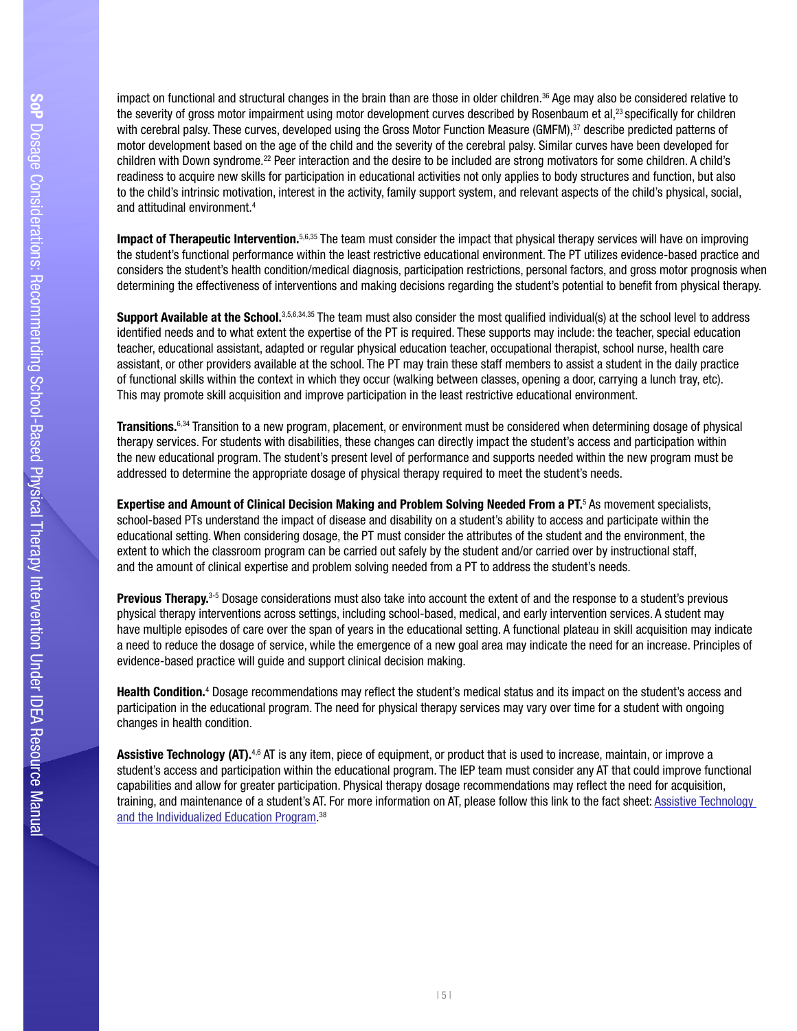impact on functional and structural changes in the brain than are those in older children.[36] Age may also be considered relative to the severity of gross motor impairment using motor development curves described by Rosenbaum et al,[23] specifically for children with cerebral palsy. These curves, developed using the Gross Motor Function Measure (GMFM),[37] describe predicted patterns of motor development based on the age of the child and the severity of the cerebral palsy. Similar curves have been developed for children with Down syndrome.[22] Peer interaction and the desire to be included are strong motivators for some children. A child's readiness to acquire new skills for participation in educational activities not only applies to body structures and function, but also to the child's intrinsic motivation, interest in the activity, family support system, and relevant aspects of the child's physical, social, and attitudinal environment.[4]

**Impact of Therapeutic Intervention.**[5,6,35] The team must consider the impact that physical therapy services will have on improving the student's functional performance within the least restrictive educational environment. The PT utilizes evidence-based practice and considers the student's health condition/medical diagnosis, participation restrictions, personal factors, and gross motor prognosis when determining the effectiveness of interventions and making decisions regarding the student's potential to benefit from physical therapy.

**Support Available at the School.**[3,5,6,34,35] The team must also consider the most qualified individual(s) at the school level to address identified needs and to what extent the expertise of the PT is required. These supports may include: the teacher, special education teacher, educational assistant, adapted or regular physical education teacher, occupational therapist, school nurse, health care assistant, or other providers available at the school. The PT may train these staff members to assist a student in the daily practice of functional skills within the context in which they occur (walking between classes, opening a door, carrying a lunch tray, etc). This may promote skill acquisition and improve participation in the least restrictive educational environment.

**Transitions.**[6,34] Transition to a new program, placement, or environment must be considered when determining dosage of physical therapy services. For students with disabilities, these changes can directly impact the student's access and participation within the new educational program. The student's present level of performance and supports needed within the new program must be addressed to determine the appropriate dosage of physical therapy required to meet the student's needs.

**Expertise and Amount of Clinical Decision Making and Problem Solving Needed From a PT.**[5] As movement specialists, school-based PTs understand the impact of disease and disability on a student's ability to access and participate within the educational setting. When considering dosage, the PT must consider the attributes of the student and the environment, the extent to which the classroom program can be carried out safely by the student and/or carried over by instructional staff, and the amount of clinical expertise and problem solving needed from a PT to address the student's needs.

**Previous Therapy.**[3-5] Dosage considerations must also take into account the extent of and the response to a student's previous physical therapy interventions across settings, including school-based, medical, and early intervention services. A student may have multiple episodes of care over the span of years in the educational setting. A functional plateau in skill acquisition may indicate a need to reduce the dosage of service, while the emergence of a new goal area may indicate the need for an increase. Principles of evidence-based practice will guide and support clinical decision making.

**Health Condition.**[4] Dosage recommendations may reflect the student's medical status and its impact on the student's access and participation in the educational program. The need for physical therapy services may vary over time for a student with ongoing changes in health condition.

**Assistive Technology (AT).**[4,6] AT is any item, piece of equipment, or product that is used to increase, maintain, or improve a student's access and participation within the educational program. The IEP team must consider any AT that could improve functional capabilities and allow for greater participation. Physical therapy dosage recommendations may reflect the need for acquisition, training, and maintenance of a student's AT. For more information on AT, please follow this link to the fact sheet: Assistive Technology and the Individualized Education Program.[38]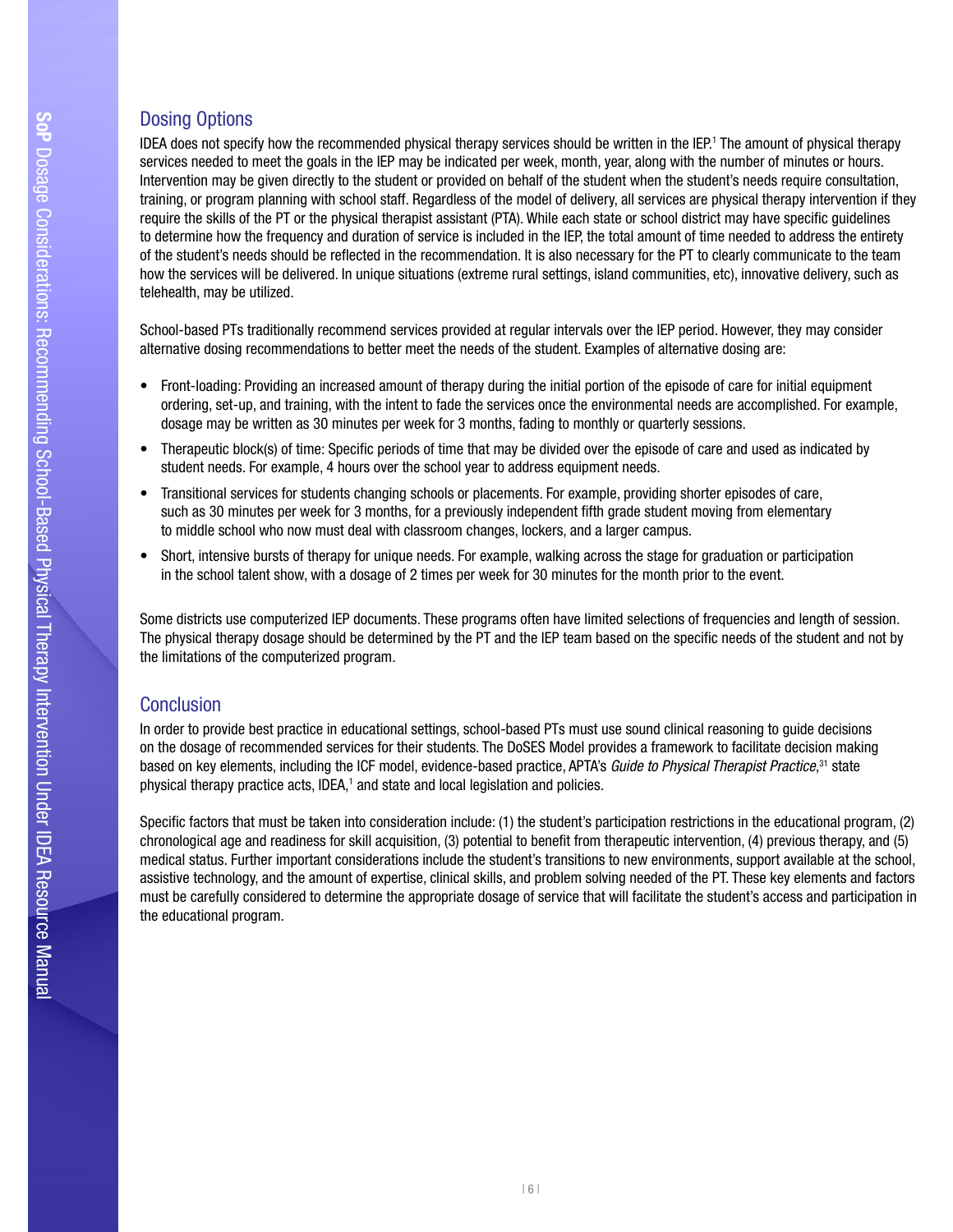## Dosing Options

IDEA does not specify how the recommended physical therapy services should be written in the IEP.[1] The amount of physical therapy services needed to meet the goals in the IEP may be indicated per week, month, year, along with the number of minutes or hours. Intervention may be given directly to the student or provided on behalf of the student when the student's needs require consultation, training, or program planning with school staff. Regardless of the model of delivery, all services are physical therapy intervention if they require the skills of the PT or the physical therapist assistant (PTA). While each state or school district may have specific guidelines to determine how the frequency and duration of service is included in the IEP, the total amount of time needed to address the entirety of the student's needs should be reflected in the recommendation. It is also necessary for the PT to clearly communicate to the team how the services will be delivered. In unique situations (extreme rural settings, island communities, etc), innovative delivery, such as telehealth, may be utilized.

School-based PTs traditionally recommend services provided at regular intervals over the IEP period. However, they may consider alternative dosing recommendations to better meet the needs of the student. Examples of alternative dosing are:

- Front-loading: Providing an increased amount of therapy during the initial portion of the episode of care for initial equipment ordering, set-up, and training, with the intent to fade the services once the environmental needs are accomplished. For example, dosage may be written as 30 minutes per week for 3 months, fading to monthly or quarterly sessions.
- Therapeutic block(s) of time: Specific periods of time that may be divided over the episode of care and used as indicated by student needs. For example, 4 hours over the school year to address equipment needs.
- Transitional services for students changing schools or placements. For example, providing shorter episodes of care, such as 30 minutes per week for 3 months, for a previously independent fifth grade student moving from elementary to middle school who now must deal with classroom changes, lockers, and a larger campus.
- Short, intensive bursts of therapy for unique needs. For example, walking across the stage for graduation or participation in the school talent show, with a dosage of 2 times per week for 30 minutes for the month prior to the event.

Some districts use computerized IEP documents. These programs often have limited selections of frequencies and length of session. The physical therapy dosage should be determined by the PT and the IEP team based on the specific needs of the student and not by the limitations of the computerized program.

## Conclusion

In order to provide best practice in educational settings, school-based PTs must use sound clinical reasoning to guide decisions on the dosage of recommended services for their students. The DoSES Model provides a framework to facilitate decision making based on key elements, including the ICF model, evidence-based practice, APTA's *Guide to Physical Therapist Practice*,[31] state physical therapy practice acts, IDEA,[1] and state and local legislation and policies.

Specific factors that must be taken into consideration include: (1) the student's participation restrictions in the educational program, (2) chronological age and readiness for skill acquisition, (3) potential to benefit from therapeutic intervention, (4) previous therapy, and (5) medical status. Further important considerations include the student's transitions to new environments, support available at the school, assistive technology, and the amount of expertise, clinical skills, and problem solving needed of the PT. These key elements and factors must be carefully considered to determine the appropriate dosage of service that will facilitate the student's access and participation in the educational program.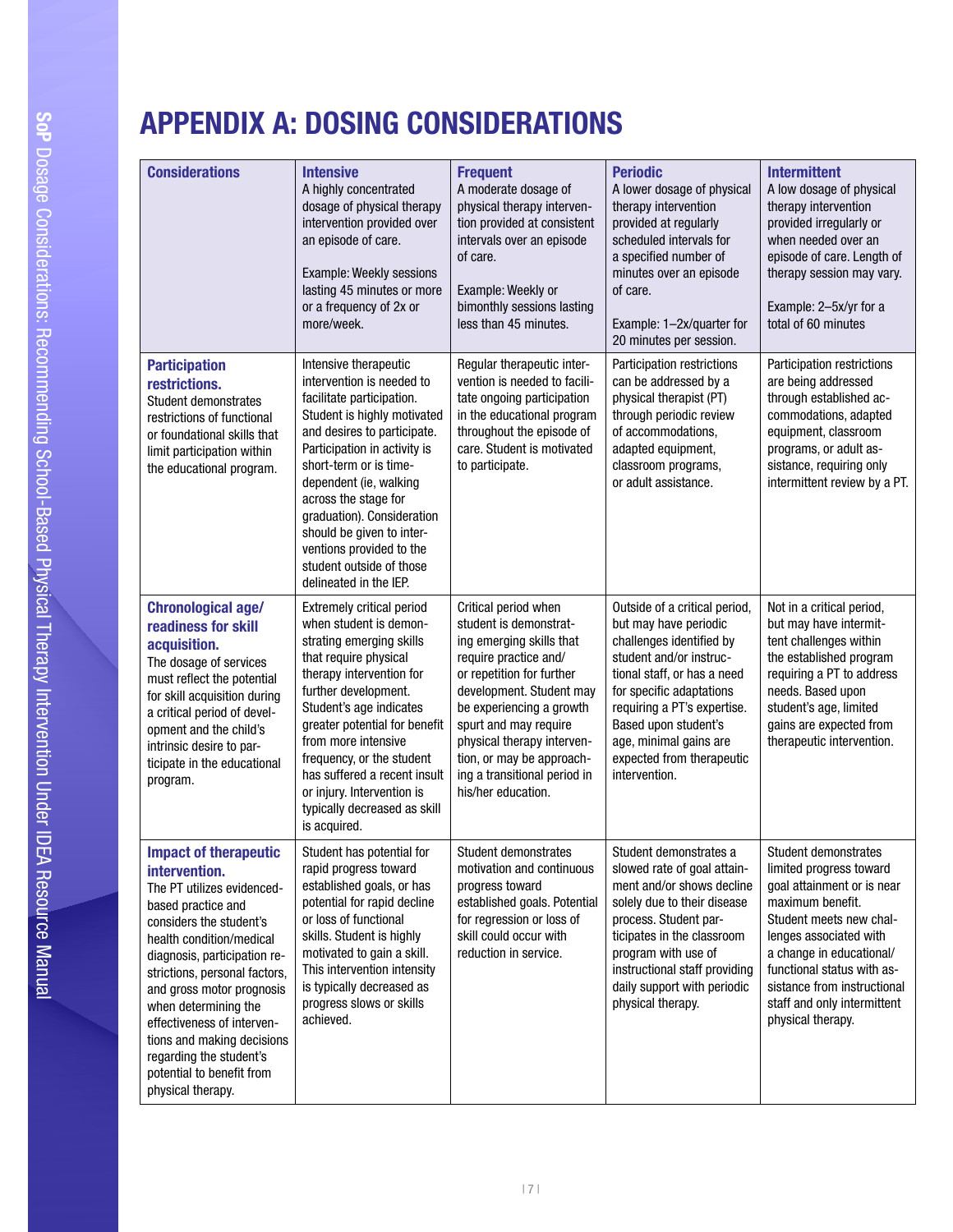# APPENDIX A: DOSING CONSIDERATIONS

| **Considerations** | **Intensive** A highly concentrated dosage of physical therapy intervention provided over an episode of care. Example: Weekly sessions lasting 45 minutes or more or a frequency of 2x or more/week. | **Frequent** A moderate dosage of physical therapy intervention provided at consistent intervals over an episode of care. Example: Weekly or bimonthly sessions lasting less than 45 minutes. | **Periodic** A lower dosage of physical therapy intervention provided at regularly scheduled intervals for a specified number of minutes over an episode of care. Example: 1–2x/quarter for 20 minutes per session. | **Intermittent** A low dosage of physical therapy intervention provided irregularly or when needed over an episode of care. Length of therapy session may vary. Example: 2–5x/yr for a total of 60 minutes |
|---|---|---|---|---|
| **Participation restrictions.** Student demonstrates restrictions of functional or foundational skills that limit participation within the educational program. | Intensive therapeutic intervention is needed to facilitate participation. Student is highly motivated and desires to participate. Participation in activity is short-term or is time-dependent (ie, walking across the stage for graduation). Consideration should be given to interventions provided to the student outside of those delineated in the IEP. | Regular therapeutic intervention is needed to facilitate ongoing participation in the educational program throughout the episode of care. Student is motivated to participate. | Participation restrictions can be addressed by a physical therapist (PT) through periodic review of accommodations, adapted equipment, classroom programs, or adult assistance. | Participation restrictions are being addressed through established accommodations, adapted equipment, classroom programs, or adult assistance, requiring only intermittent review by a PT. |
| **Chronological age/ readiness for skill acquisition.** The dosage of services must reflect the potential for skill acquisition during a critical period of development and the child's intrinsic desire to participate in the educational program. | Extremely critical period when student is demonstrating emerging skills that require physical therapy intervention for further development. Student's age indicates greater potential for benefit from more intensive frequency, or the student has suffered a recent insult or injury. Intervention is typically decreased as skill is acquired. | Critical period when student is demonstrating emerging skills that require practice and/ or repetition for further development. Student may be experiencing a growth spurt and may require physical therapy intervention, or may be approaching a transitional period in his/her education. | Outside of a critical period, but may have periodic challenges identified by student and/or instructional staff, or has a need for specific adaptations requiring a PT's expertise. Based upon student's age, minimal gains are expected from therapeutic intervention. | Not in a critical period, but may have intermittent challenges within the established program requiring a PT to address needs. Based upon student's age, limited gains are expected from therapeutic intervention. |
| **Impact of therapeutic intervention.** The PT utilizes evidenced-based practice and considers the student's health condition/medical diagnosis, participation restrictions, personal factors, and gross motor prognosis when determining the effectiveness of interventions and making decisions regarding the student's potential to benefit from physical therapy. | Student has potential for rapid progress toward established goals, or has potential for rapid decline or loss of functional skills. Student is highly motivated to gain a skill. This intervention intensity is typically decreased as progress slows or skills achieved. | Student demonstrates motivation and continuous progress toward established goals. Potential for regression or loss of skill could occur with reduction in service. | Student demonstrates a slowed rate of goal attainment and/or shows decline solely due to their disease process. Student participates in the classroom program with use of instructional staff providing daily support with periodic physical therapy. | Student demonstrates limited progress toward goal attainment or is near maximum benefit. Student meets new challenges associated with a change in educational/ functional status with assistance from instructional staff and only intermittent physical therapy. |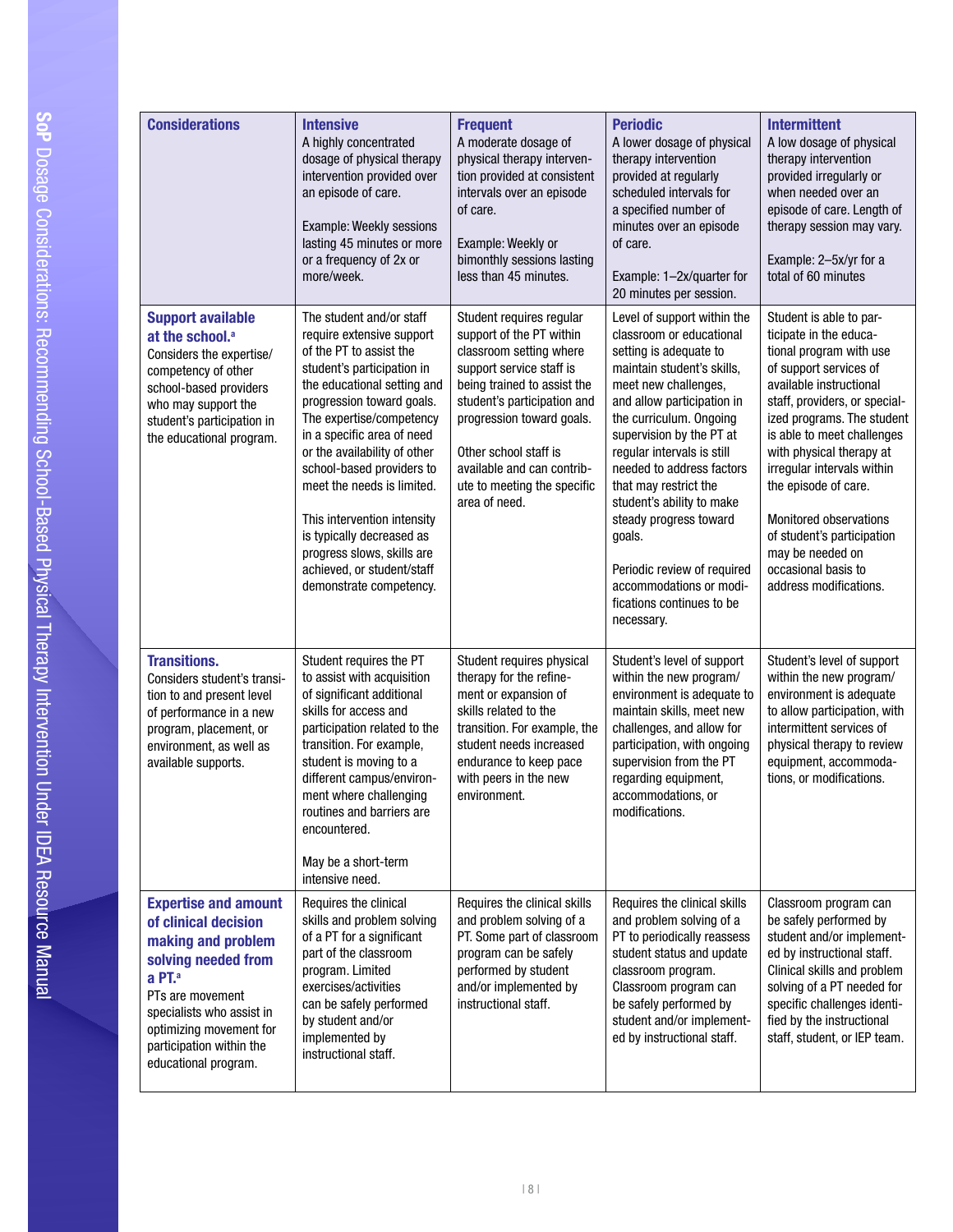| **Considerations** | **Intensive** A highly concentrated dosage of physical therapy intervention provided over an episode of care. Example: Weekly sessions lasting 45 minutes or more or a frequency of 2x or more/week. | **Frequent** A moderate dosage of physical therapy intervention provided at consistent intervals over an episode of care. Example: Weekly or bimonthly sessions lasting less than 45 minutes. | **Periodic** A lower dosage of physical therapy intervention provided at regularly scheduled intervals for a specified number of minutes over an episode of care. Example: 1–2x/quarter for 20 minutes per session. | **Intermittent** A low dosage of physical therapy intervention provided irregularly or when needed over an episode of care. Length of therapy session may vary. Example: 2–5x/yr for a total of 60 minutes |
|---|---|---|---|---|
| **Support available at the school.**[a] Considers the expertise/competency of other school-based providers who may support the student's participation in the educational program. | The student and/or staff require extensive support of the PT to assist the student's participation in the educational setting and progression toward goals. The expertise/competency in a specific area of need or the availability of other school-based providers to meet the needs is limited. This intervention intensity is typically decreased as progress slows, skills are achieved, or student/staff demonstrate competency. | Student requires regular support of the PT within classroom setting where support service staff is being trained to assist the student's participation and progression toward goals. Other school staff is available and can contribute to meeting the specific area of need. | Level of support within the classroom or educational setting is adequate to maintain student's skills, meet new challenges, and allow participation in the curriculum. Ongoing supervision by the PT at regular intervals is still needed to address factors that may restrict the student's ability to make steady progress toward goals. Periodic review of required accommodations or modifications continues to be necessary. | Student is able to participate in the educational program with use of support services of available instructional staff, providers, or specialized programs. The student is able to meet challenges with physical therapy at irregular intervals within the episode of care. Monitored observations of student's participation may be needed on occasional basis to address modifications. |
| **Transitions.** Considers student's transition to and present level of performance in a new program, placement, or environment, as well as available supports. | Student requires the PT to assist with acquisition of significant additional skills for access and participation related to the transition. For example, student is moving to a different campus/environment where challenging routines and barriers are encountered. May be a short-term intensive need. | Student requires physical therapy for the refinement or expansion of skills related to the transition. For example, the student needs increased endurance to keep pace with peers in the new environment. | Student's level of support within the new program/environment is adequate to maintain skills, meet new challenges, and allow for participation, with ongoing supervision from the PT regarding equipment, accommodations, or modifications. | Student's level of support within the new program/environment is adequate to allow participation, with intermittent services of physical therapy to review equipment, accommodations, or modifications. |
| **Expertise and amount of clinical decision making and problem solving needed from a PT.**[a] PTs are movement specialists who assist in optimizing movement for participation within the educational program. | Requires the clinical skills and problem solving of a PT for a significant part of the classroom program. Limited exercises/activities can be safely performed by student and/or implemented by instructional staff. | Requires the clinical skills and problem solving of a PT. Some part of classroom program can be safely performed by student and/or implemented by instructional staff. | Requires the clinical skills and problem solving of a PT to periodically reassess student status and update classroom program. Classroom program can be safely performed by student and/or implemented by instructional staff. | Classroom program can be safely performed by student and/or implemented by instructional staff. Clinical skills and problem solving of a PT needed for specific challenges identified by the instructional staff, student, or IEP team. |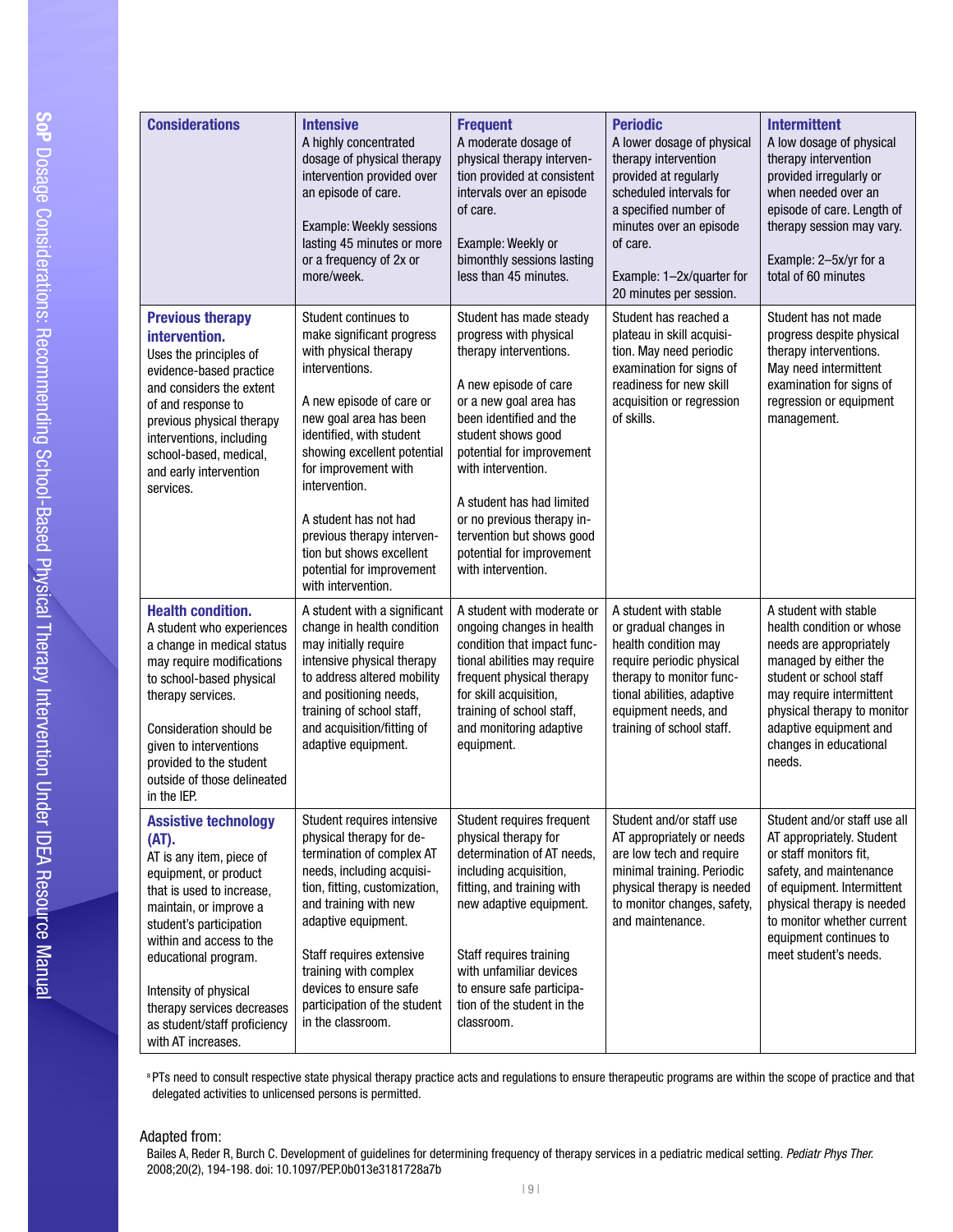| Considerations | Intensive<br>A highly concentrated dosage of physical therapy intervention provided over an episode of care.<br><br>Example: Weekly sessions lasting 45 minutes or more or a frequency of 2x or more/week. | Frequent<br>A moderate dosage of physical therapy intervention provided at consistent intervals over an episode of care.<br><br>Example: Weekly or bimonthly sessions lasting less than 45 minutes. | Periodic<br>A lower dosage of physical therapy intervention provided at regularly scheduled intervals for a specified number of minutes over an episode of care.<br><br>Example: 1–2x/quarter for 20 minutes per session. | Intermittent<br>A low dosage of physical therapy intervention provided irregularly or when needed over an episode of care. Length of therapy session may vary.<br><br>Example: 2–5x/yr for a total of 60 minutes |
|---|---|---|---|---|
| **Previous therapy intervention.**<br>Uses the principles of evidence-based practice and considers the extent of and response to previous physical therapy interventions, including school-based, medical, and early intervention services. | Student continues to make significant progress with physical therapy interventions.<br><br>A new episode of care or new goal area has been identified, with student showing excellent potential for improvement with intervention.<br><br>A student has not had previous therapy intervention but shows excellent potential for improvement with intervention. | Student has made steady progress with physical therapy interventions.<br><br>A new episode of care or a new goal area has been identified and the student shows good potential for improvement with intervention.<br><br>A student has had limited or no previous therapy intervention but shows good potential for improvement with intervention. | Student has reached a plateau in skill acquisition. May need periodic examination for signs of readiness for new skill acquisition or regression of skills. | Student has not made progress despite physical therapy interventions. May need intermittent examination for signs of regression or equipment management. |
| **Health condition.**<br>A student who experiences a change in health condition or a change in medical status may require modifications to school-based physical therapy services.<br><br>Consideration should be given to interventions provided to the student outside of those delineated in the IEP. | A student with a significant change in health condition may initially require intensive physical therapy to address altered mobility and positioning needs, training of school staff, and acquisition/fitting of adaptive equipment. | A student with moderate or ongoing changes in health condition that impact functional abilities may require frequent physical therapy for skill acquisition, training of school staff, and monitoring adaptive equipment. | A student with stable or gradual changes in health condition may require periodic physical therapy to monitor functional abilities, adaptive equipment needs, and training of school staff. | A student with stable health condition or whose needs are appropriately managed by either the student or school staff may require intermittent physical therapy to monitor adaptive equipment and changes in educational needs. |
| **Assistive technology (AT).**<br>AT is any item, piece of equipment, or product that is used to increase, maintain, or improve a student's participation within and access to the educational program.<br><br>Intensity of physical therapy services decreases as student/staff proficiency with AT increases. | Student requires intensive physical therapy for determination of complex AT needs, including acquisition, fitting, customization, and training with new adaptive equipment.<br><br>Staff requires extensive training with complex devices to ensure safe participation of the student in the classroom. | Student requires frequent physical therapy for determination of AT needs, including acquisition, fitting, and training with new adaptive equipment.<br><br>Staff requires training with unfamiliar devices to ensure safe participation of the student in the classroom. | Student and/or staff use AT appropriately or needs are low tech and require minimal training. Periodic physical therapy is needed to monitor changes, safety, and maintenance. | Student and/or staff use all AT appropriately. Student or staff monitors fit, safety, and maintenance of equipment. Intermittent physical therapy is needed to monitor whether current equipment continues to meet student's needs. |

[a] PTs need to consult respective state physical therapy practice acts and regulations to ensure therapeutic programs are within the scope of practice and that delegated activities to unlicensed persons is permitted.

Adapted from:
Bailes A, Reder R, Burch C. Development of guidelines for determining frequency of therapy services in a pediatric medical setting. *Pediatr Phys Ther.* 2008;20(2), 194-198. doi: 10.1097/PEP.0b013e3181728a7b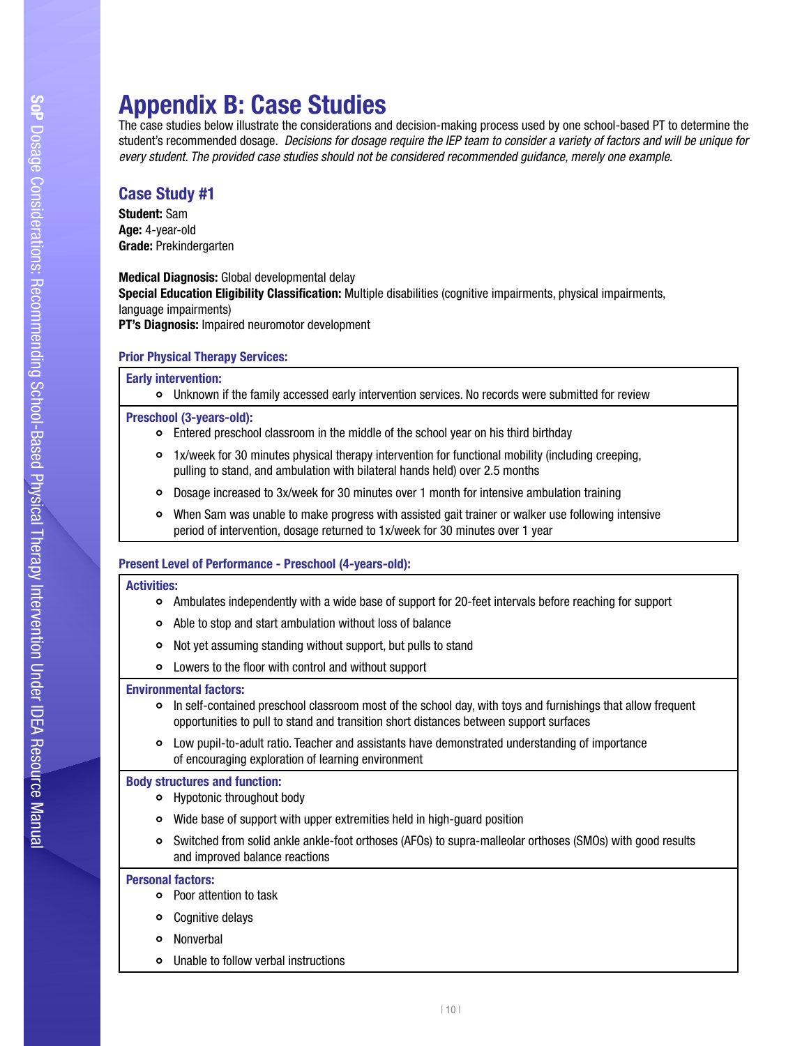# Appendix B: Case Studies

The case studies below illustrate the considerations and decision-making process used by one school-based PT to determine the student's recommended dosage. *Decisions for dosage require the IEP team to consider a variety of factors and will be unique for every student. The provided case studies should not be considered recommended guidance, merely one example.*

## Case Study #1

**Student:** Sam
**Age:** 4-year-old
**Grade:** Prekindergarten

**Medical Diagnosis:** Global developmental delay
**Special Education Eligibility Classification:** Multiple disabilities (cognitive impairments, physical impairments, language impairments)
**PT's Diagnosis:** Impaired neuromotor development

### Prior Physical Therapy Services:

**Early intervention:**

- Unknown if the family accessed early intervention services. No records were submitted for review

**Preschool (3-years-old):**

- Entered preschool classroom in the middle of the school year on his third birthday
- 1x/week for 30 minutes physical therapy intervention for functional mobility (including creeping, pulling to stand, and ambulation with bilateral hands held) over 2.5 months
- Dosage increased to 3x/week for 30 minutes over 1 month for intensive ambulation training
- When Sam was unable to make progress with assisted gait trainer or walker use following intensive period of intervention, dosage returned to 1x/week for 30 minutes over 1 year

### Present Level of Performance - Preschool (4-years-old):

**Activities:**

- Ambulates independently with a wide base of support for 20-feet intervals before reaching for support
- Able to stop and start ambulation without loss of balance
- Not yet assuming standing without support, but pulls to stand
- Lowers to the floor with control and without support

**Environmental factors:**

- In self-contained preschool classroom most of the school day, with toys and furnishings that allow frequent opportunities to pull to stand and transition short distances between support surfaces
- Low pupil-to-adult ratio. Teacher and assistants have demonstrated understanding of importance of encouraging exploration of learning environment

**Body structures and function:**

- Hypotonic throughout body
- Wide base of support with upper extremities held in high-guard position
- Switched from solid ankle ankle-foot orthoses (AFOs) to supra-malleolar orthoses (SMOs) with good results and improved balance reactions

**Personal factors:**

- Poor attention to task
- Cognitive delays
- Nonverbal
- Unable to follow verbal instructions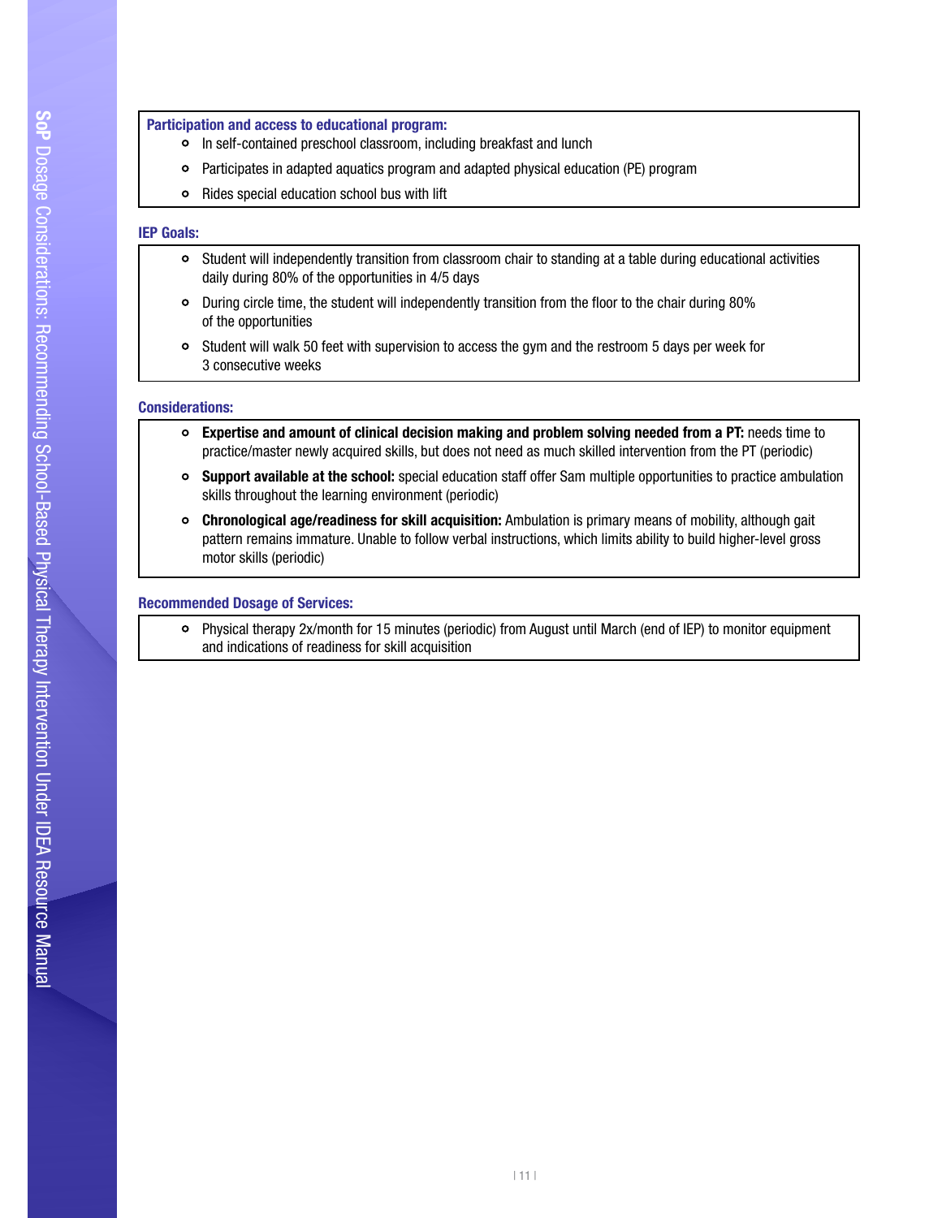**Participation and access to educational program:**

- In self-contained preschool classroom, including breakfast and lunch
- Participates in adapted aquatics program and adapted physical education (PE) program
- Rides special education school bus with lift

**IEP Goals:**

- Student will independently transition from classroom chair to standing at a table during educational activities daily during 80% of the opportunities in 4/5 days
- During circle time, the student will independently transition from the floor to the chair during 80% of the opportunities
- Student will walk 50 feet with supervision to access the gym and the restroom 5 days per week for 3 consecutive weeks

**Considerations:**

- **Expertise and amount of clinical decision making and problem solving needed from a PT:** needs time to practice/master newly acquired skills, but does not need as much skilled intervention from the PT (periodic)
- **Support available at the school:** special education staff offer Sam multiple opportunities to practice ambulation skills throughout the learning environment (periodic)
- **Chronological age/readiness for skill acquisition:** Ambulation is primary means of mobility, although gait pattern remains immature. Unable to follow verbal instructions, which limits ability to build higher-level gross motor skills (periodic)

**Recommended Dosage of Services:**

- Physical therapy 2x/month for 15 minutes (periodic) from August until March (end of IEP) to monitor equipment and indications of readiness for skill acquisition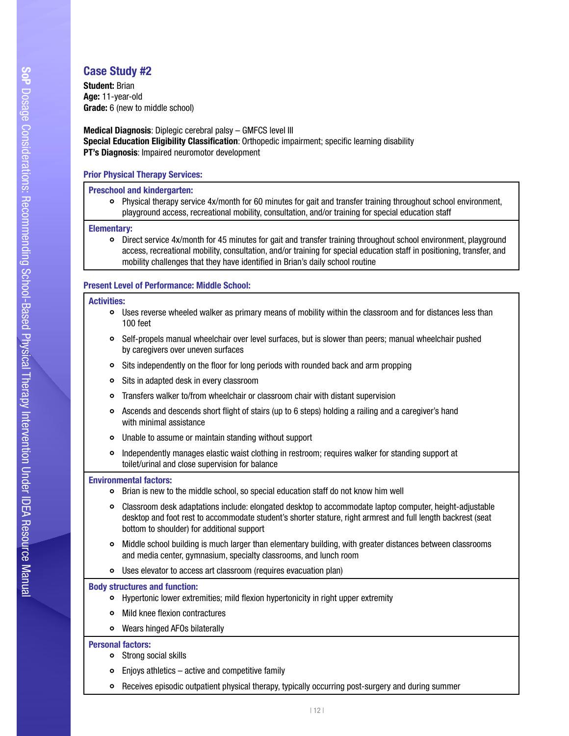## Case Study #2

**Student:** Brian
**Age:** 11-year-old
**Grade:** 6 (new to middle school)

**Medical Diagnosis**: Diplegic cerebral palsy – GMFCS level III
**Special Education Eligibility Classification**: Orthopedic impairment; specific learning disability
**PT's Diagnosis**: Impaired neuromotor development

### Prior Physical Therapy Services:

**Preschool and kindergarten:**

- Physical therapy service 4x/month for 60 minutes for gait and transfer training throughout school environment, playground access, recreational mobility, consultation, and/or training for special education staff

**Elementary:**

- Direct service 4x/month for 45 minutes for gait and transfer training throughout school environment, playground access, recreational mobility, consultation, and/or training for special education staff in positioning, transfer, and mobility challenges that they have identified in Brian's daily school routine

### Present Level of Performance: Middle School:

**Activities:**

- Uses reverse wheeled walker as primary means of mobility within the classroom and for distances less than 100 feet
- Self-propels manual wheelchair over level surfaces, but is slower than peers; manual wheelchair pushed by caregivers over uneven surfaces
- Sits independently on the floor for long periods with rounded back and arm propping
- Sits in adapted desk in every classroom
- Transfers walker to/from wheelchair or classroom chair with distant supervision
- Ascends and descends short flight of stairs (up to 6 steps) holding a railing and a caregiver's hand with minimal assistance
- Unable to assume or maintain standing without support
- Independently manages elastic waist clothing in restroom; requires walker for standing support at toilet/urinal and close supervision for balance

**Environmental factors:**

- Brian is new to the middle school, so special education staff do not know him well
- Classroom desk adaptations include: elongated desktop to accommodate laptop computer, height-adjustable desktop and foot rest to accommodate student's shorter stature, right armrest and full length backrest (seat bottom to shoulder) for additional support
- Middle school building is much larger than elementary building, with greater distances between classrooms and media center, gymnasium, specialty classrooms, and lunch room
- Uses elevator to access art classroom (requires evacuation plan)

**Body structures and function:**

- Hypertonic lower extremities; mild flexion hypertonicity in right upper extremity
- Mild knee flexion contractures
- Wears hinged AFOs bilaterally

**Personal factors:**

- Strong social skills
- Enjoys athletics – active and competitive family
- Receives episodic outpatient physical therapy, typically occurring post-surgery and during summer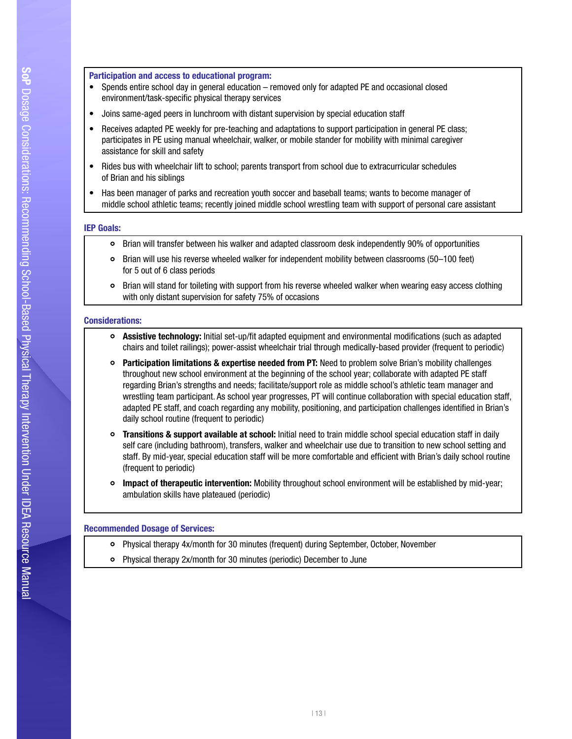**Participation and access to educational program:**

- Spends entire school day in general education – removed only for adapted PE and occasional closed environment/task-specific physical therapy services
- Joins same-aged peers in lunchroom with distant supervision by special education staff
- Receives adapted PE weekly for pre-teaching and adaptations to support participation in general PE class; participates in PE using manual wheelchair, walker, or mobile stander for mobility with minimal caregiver assistance for skill and safety
- Rides bus with wheelchair lift to school; parents transport from school due to extracurricular schedules of Brian and his siblings
- Has been manager of parks and recreation youth soccer and baseball teams; wants to become manager of middle school athletic teams; recently joined middle school wrestling team with support of personal care assistant

**IEP Goals:**

- Brian will transfer between his walker and adapted classroom desk independently 90% of opportunities
- Brian will use his reverse wheeled walker for independent mobility between classrooms (50–100 feet) for 5 out of 6 class periods
- Brian will stand for toileting with support from his reverse wheeled walker when wearing easy access clothing with only distant supervision for safety 75% of occasions

**Considerations:**

- **Assistive technology:** Initial set-up/fit adapted equipment and environmental modifications (such as adapted chairs and toilet railings); power-assist wheelchair trial through medically-based provider (frequent to periodic)
- **Participation limitations & expertise needed from PT:** Need to problem solve Brian's mobility challenges throughout new school environment at the beginning of the school year; collaborate with adapted PE staff regarding Brian's strengths and needs; facilitate/support role as middle school's athletic team manager and wrestling team participant. As school year progresses, PT will continue collaboration with special education staff, adapted PE staff, and coach regarding any mobility, positioning, and participation challenges identified in Brian's daily school routine (frequent to periodic)
- **Transitions & support available at school:** Initial need to train middle school special education staff in daily self care (including bathroom), transfers, walker and wheelchair use due to transition to new school setting and staff. By mid-year, special education staff will be more comfortable and efficient with Brian's daily school routine (frequent to periodic)
- **Impact of therapeutic intervention:** Mobility throughout school environment will be established by mid-year; ambulation skills have plateaued (periodic)

**Recommended Dosage of Services:**

- Physical therapy 4x/month for 30 minutes (frequent) during September, October, November
- Physical therapy 2x/month for 30 minutes (periodic) December to June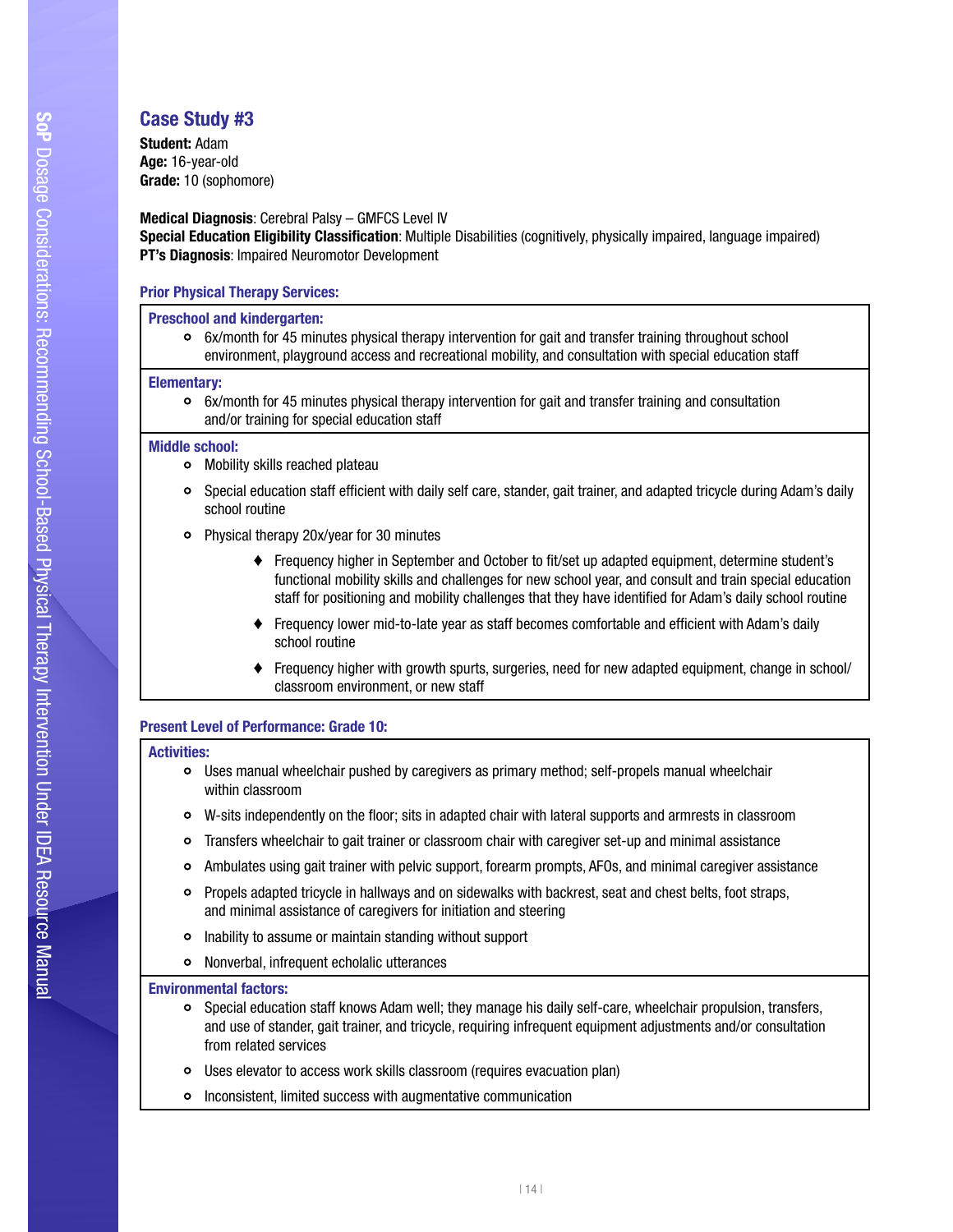## Case Study #3

**Student:** Adam
**Age:** 16-year-old
**Grade:** 10 (sophomore)

**Medical Diagnosis**: Cerebral Palsy – GMFCS Level IV
**Special Education Eligibility Classification**: Multiple Disabilities (cognitively, physically impaired, language impaired)
**PT's Diagnosis**: Impaired Neuromotor Development

### Prior Physical Therapy Services:

**Preschool and kindergarten:**

- 6x/month for 45 minutes physical therapy intervention for gait and transfer training throughout school environment, playground access and recreational mobility, and consultation with special education staff

**Elementary:**

- 6x/month for 45 minutes physical therapy intervention for gait and transfer training and consultation and/or training for special education staff

**Middle school:**

- Mobility skills reached plateau
- Special education staff efficient with daily self care, stander, gait trainer, and adapted tricycle during Adam's daily school routine
- Physical therapy 20x/year for 30 minutes
    - Frequency higher in September and October to fit/set up adapted equipment, determine student's functional mobility skills and challenges for new school year, and consult and train special education staff for positioning and mobility challenges that they have identified for Adam's daily school routine
    - Frequency lower mid-to-late year as staff becomes comfortable and efficient with Adam's daily school routine
    - Frequency higher with growth spurts, surgeries, need for new adapted equipment, change in school/classroom environment, or new staff

### Present Level of Performance: Grade 10:

**Activities:**

- Uses manual wheelchair pushed by caregivers as primary method; self-propels manual wheelchair within classroom
- W-sits independently on the floor; sits in adapted chair with lateral supports and armrests in classroom
- Transfers wheelchair to gait trainer or classroom chair with caregiver set-up and minimal assistance
- Ambulates using gait trainer with pelvic support, forearm prompts, AFOs, and minimal caregiver assistance
- Propels adapted tricycle in hallways and on sidewalks with backrest, seat and chest belts, foot straps, and minimal assistance of caregivers for initiation and steering
- Inability to assume or maintain standing without support
- Nonverbal, infrequent echolalic utterances

**Environmental factors:**

- Special education staff knows Adam well; they manage his daily self-care, wheelchair propulsion, transfers, and use of stander, gait trainer, and tricycle, requiring infrequent equipment adjustments and/or consultation from related services
- Uses elevator to access work skills classroom (requires evacuation plan)
- Inconsistent, limited success with augmentative communication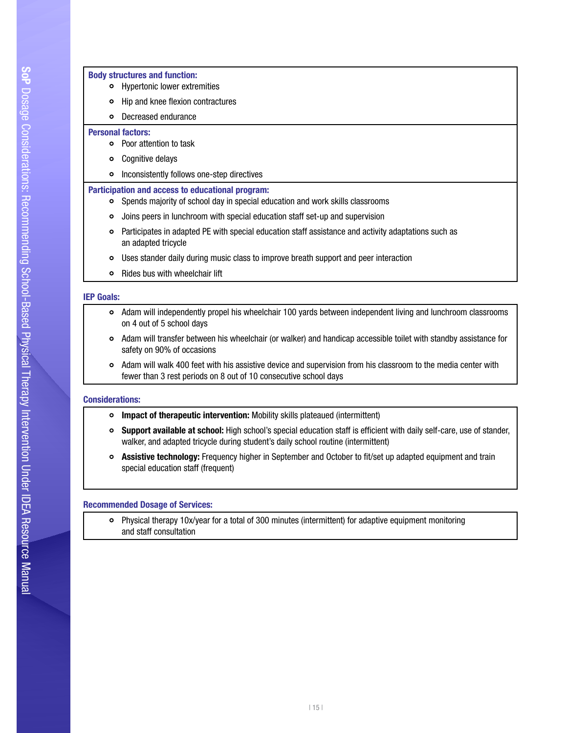**Body structures and function:**

- Hypertonic lower extremities
- Hip and knee flexion contractures
- Decreased endurance

**Personal factors:**

- Poor attention to task
- Cognitive delays
- Inconsistently follows one-step directives

**Participation and access to educational program:**

- Spends majority of school day in special education and work skills classrooms
- Joins peers in lunchroom with special education staff set-up and supervision
- Participates in adapted PE with special education staff assistance and activity adaptations such as an adapted tricycle
- Uses stander daily during music class to improve breath support and peer interaction
- Rides bus with wheelchair lift

### IEP Goals:

- Adam will independently propel his wheelchair 100 yards between independent living and lunchroom classrooms on 4 out of 5 school days
- Adam will transfer between his wheelchair (or walker) and handicap accessible toilet with standby assistance for safety on 90% of occasions
- Adam will walk 400 feet with his assistive device and supervision from his classroom to the media center with fewer than 3 rest periods on 8 out of 10 consecutive school days

### Considerations:

- **Impact of therapeutic intervention:** Mobility skills plateaued (intermittent)
- **Support available at school:** High school's special education staff is efficient with daily self-care, use of stander, walker, and adapted tricycle during student's daily school routine (intermittent)
- **Assistive technology:** Frequency higher in September and October to fit/set up adapted equipment and train special education staff (frequent)

### Recommended Dosage of Services:

- Physical therapy 10x/year for a total of 300 minutes (intermittent) for adaptive equipment monitoring and staff consultation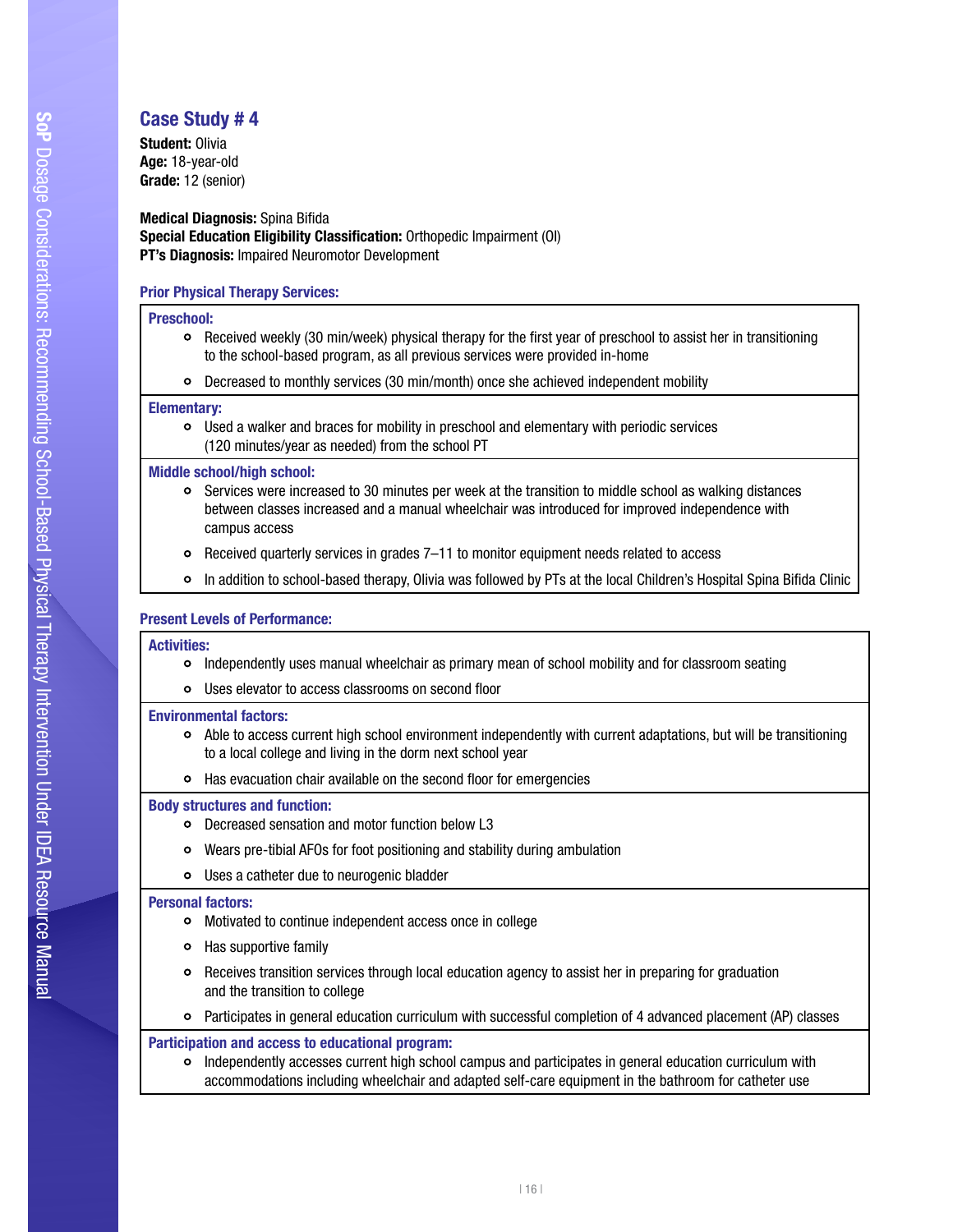## Case Study # 4

**Student:** Olivia
**Age:** 18-year-old
**Grade:** 12 (senior)

**Medical Diagnosis:** Spina Bifida
**Special Education Eligibility Classification:** Orthopedic Impairment (OI)
**PT's Diagnosis:** Impaired Neuromotor Development

### Prior Physical Therapy Services:

**Preschool:**

- Received weekly (30 min/week) physical therapy for the first year of preschool to assist her in transitioning to the school-based program, as all previous services were provided in-home
- Decreased to monthly services (30 min/month) once she achieved independent mobility

**Elementary:**

- Used a walker and braces for mobility in preschool and elementary with periodic services (120 minutes/year as needed) from the school PT

**Middle school/high school:**

- Services were increased to 30 minutes per week at the transition to middle school as walking distances between classes increased and a manual wheelchair was introduced for improved independence with campus access
- Received quarterly services in grades 7–11 to monitor equipment needs related to access
- In addition to school-based therapy, Olivia was followed by PTs at the local Children's Hospital Spina Bifida Clinic

### Present Levels of Performance:

**Activities:**

- Independently uses manual wheelchair as primary mean of school mobility and for classroom seating
- Uses elevator to access classrooms on second floor

**Environmental factors:**

- Able to access current high school environment independently with current adaptations, but will be transitioning to a local college and living in the dorm next school year
- Has evacuation chair available on the second floor for emergencies

**Body structures and function:**

- Decreased sensation and motor function below L3
- Wears pre-tibial AFOs for foot positioning and stability during ambulation
- Uses a catheter due to neurogenic bladder

**Personal factors:**

- Motivated to continue independent access once in college
- Has supportive family
- Receives transition services through local education agency to assist her in preparing for graduation and the transition to college
- Participates in general education curriculum with successful completion of 4 advanced placement (AP) classes

**Participation and access to educational program:**

- Independently accesses current high school campus and participates in general education curriculum with accommodations including wheelchair and adapted self-care equipment in the bathroom for catheter use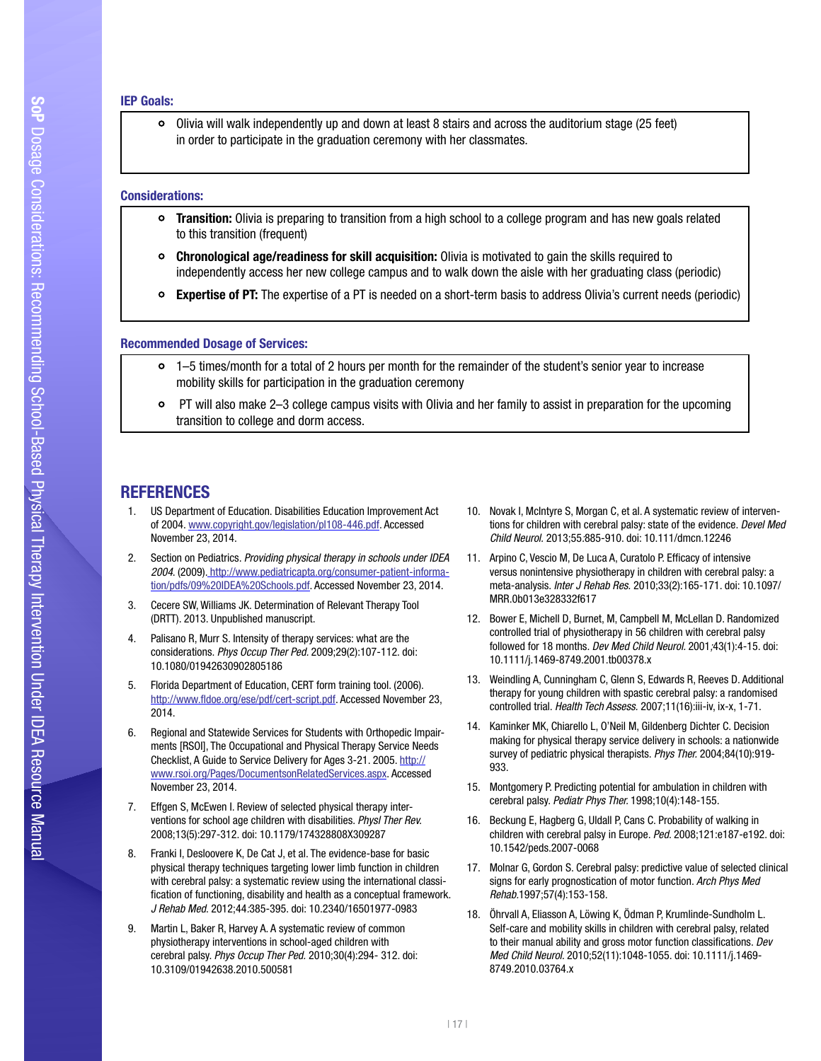**IEP Goals:**

- Olivia will walk independently up and down at least 8 stairs and across the auditorium stage (25 feet) in order to participate in the graduation ceremony with her classmates.

**Considerations:**

- **Transition:** Olivia is preparing to transition from a high school to a college program and has new goals related to this transition (frequent)
- **Chronological age/readiness for skill acquisition:** Olivia is motivated to gain the skills required to independently access her new college campus and to walk down the aisle with her graduating class (periodic)
- **Expertise of PT:** The expertise of a PT is needed on a short-term basis to address Olivia's current needs (periodic)

**Recommended Dosage of Services:**

- 1–5 times/month for a total of 2 hours per month for the remainder of the student's senior year to increase mobility skills for participation in the graduation ceremony
- PT will also make 2–3 college campus visits with Olivia and her family to assist in preparation for the upcoming transition to college and dorm access.

## REFERENCES

1. US Department of Education. Disabilities Education Improvement Act of 2004. www.copyright.gov/legislation/pl108-446.pdf. Accessed November 23, 2014.
2. Section on Pediatrics. *Providing physical therapy in schools under IDEA 2004.* (2009). http://www.pediatricapta.org/consumer-patient-information/pdfs/09%20IDEA%20Schools.pdf. Accessed November 23, 2014.
3. Cecere SW, Williams JK. Determination of Relevant Therapy Tool (DRTT). 2013. Unpublished manuscript.
4. Palisano R, Murr S. Intensity of therapy services: what are the considerations. *Phys Occup Ther Ped.* 2009;29(2):107-112. doi: 10.1080/01942630902805186
5. Florida Department of Education, CERT form training tool. (2006). http://www.fldoe.org/ese/pdf/cert-script.pdf. Accessed November 23, 2014.
6. Regional and Statewide Services for Students with Orthopedic Impairments [RSOI], The Occupational and Physical Therapy Service Needs Checklist, A Guide to Service Delivery for Ages 3-21. 2005. http://www.rsoi.org/Pages/DocumentsonRelatedServices.aspx. Accessed November 23, 2014.
7. Effgen S, McEwen I. Review of selected physical therapy interventions for school age children with disabilities. *Physl Ther Rev.* 2008;13(5):297-312. doi: 10.1179/174328808X309287
8. Franki I, Desloovere K, De Cat J, et al. The evidence-base for basic physical therapy techniques targeting lower limb function in children with cerebral palsy: a systematic review using the international classification of functioning, disability and health as a conceptual framework. *J Rehab Med.* 2012;44:385-395. doi: 10.2340/16501977-0983
9. Martin L, Baker R, Harvey A. A systematic review of common physiotherapy interventions in school-aged children with cerebral palsy. *Phys Occup Ther Ped.* 2010;30(4):294- 312. doi: 10.3109/01942638.2010.500581
10. Novak I, McIntyre S, Morgan C, et al. A systematic review of interventions for children with cerebral palsy: state of the evidence. *Devel Med Child Neurol.* 2013;55:885-910. doi: 10.111/dmcn.12246
11. Arpino C, Vescio M, De Luca A, Curatolo P. Efficacy of intensive versus nonintensive physiotherapy in children with cerebral palsy: a meta-analysis. *Inter J Rehab Res.* 2010;33(2):165-171. doi: 10.1097/MRR.0b013e328332f617
12. Bower E, Michell D, Burnet, M, Campbell M, McLellan D. Randomized controlled trial of physiotherapy in 56 children with cerebral palsy followed for 18 months. *Dev Med Child Neurol.* 2001;43(1):4-15. doi: 10.1111/j.1469-8749.2001.tb00378.x
13. Weindling A, Cunningham C, Glenn S, Edwards R, Reeves D. Additional therapy for young children with spastic cerebral palsy: a randomised controlled trial. *Health Tech Assess.* 2007;11(16):iii-iv, ix-x, 1-71.
14. Kaminker MK, Chiarello L, O'Neil M, Gildenberg Dichter C. Decision making for physical therapy service delivery in schools: a nationwide survey of pediatric physical therapists. *Phys Ther.* 2004;84(10):919-933.
15. Montgomery P. Predicting potential for ambulation in children with cerebral palsy. *Pediatr Phys Ther.* 1998;10(4):148-155.
16. Beckung E, Hagberg G, Uldall P, Cans C. Probability of walking in children with cerebral palsy in Europe. *Ped.* 2008;121:e187-e192. doi: 10.1542/peds.2007-0068
17. Molnar G, Gordon S. Cerebral palsy: predictive value of selected clinical signs for early prognostication of motor function. *Arch Phys Med Rehab.*1997;57(4):153-158.
18. Öhrvall A, Eliasson A, Löwing K, Ödman P, Krumlinde-Sundholm L. Self-care and mobility skills in children with cerebral palsy, related to their manual ability and gross motor function classifications. *Dev Med Child Neurol.* 2010;52(11):1048-1055. doi: 10.1111/j.1469-8749.2010.03764.x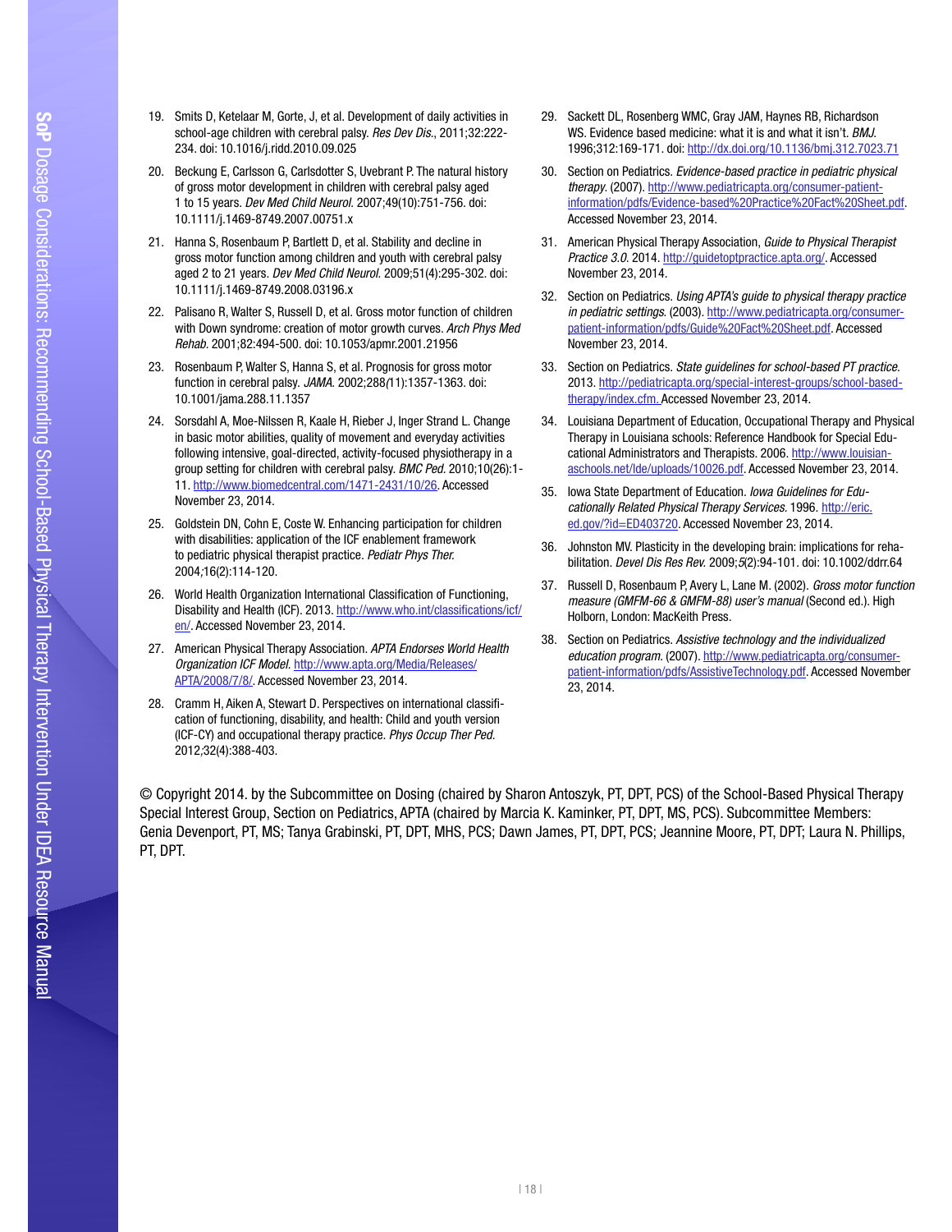19. Smits D, Ketelaar M, Gorte, J, et al. Development of daily activities in school-age children with cerebral palsy. *Res Dev Dis.*, 2011;32:222-234. doi: 10.1016/j.ridd.2010.09.025

20. Beckung E, Carlsson G, Carlsdotter S, Uvebrant P. The natural history of gross motor development in children with cerebral palsy aged 1 to 15 years. *Dev Med Child Neurol.* 2007;49(10):751-756. doi: 10.1111/j.1469-8749.2007.00751.x

21. Hanna S, Rosenbaum P, Bartlett D, et al. Stability and decline in gross motor function among children and youth with cerebral palsy aged 2 to 21 years. *Dev Med Child Neurol.* 2009;51(4):295-302. doi: 10.1111/j.1469-8749.2008.03196.x

22. Palisano R, Walter S, Russell D, et al. Gross motor function of children with Down syndrome: creation of motor growth curves. *Arch Phys Med Rehab.* 2001;82:494-500. doi: 10.1053/apmr.2001.21956

23. Rosenbaum P, Walter S, Hanna S, et al. Prognosis for gross motor function in cerebral palsy. *JAMA.* 2002;288(11):1357-1363. doi: 10.1001/jama.288.11.1357

24. Sorsdahl A, Moe-Nilssen R, Kaale H, Rieber J, Inger Strand L. Change in basic motor abilities, quality of movement and everyday activities following intensive, goal-directed, activity-focused physiotherapy in a group setting for children with cerebral palsy. *BMC Ped.* 2010;10(26):1-11. http://www.biomedcentral.com/1471-2431/10/26. Accessed November 23, 2014.

25. Goldstein DN, Cohn E, Coste W. Enhancing participation for children with disabilities: application of the ICF enablement framework to pediatric physical therapist practice. *Pediatr Phys Ther.* 2004;16(2):114-120.

26. World Health Organization International Classification of Functioning, Disability and Health (ICF). 2013. http://www.who.int/classifications/icf/en/. Accessed November 23, 2014.

27. American Physical Therapy Association. *APTA Endorses World Health Organization ICF Model.* http://www.apta.org/Media/Releases/APTA/2008/7/8/. Accessed November 23, 2014.

28. Cramm H, Aiken A, Stewart D. Perspectives on international classification of functioning, disability, and health: Child and youth version (ICF-CY) and occupational therapy practice. *Phys Occup Ther Ped.* 2012;32(4):388-403.

29. Sackett DL, Rosenberg WMC, Gray JAM, Haynes RB, Richardson WS. Evidence based medicine: what it is and what it isn't. *BMJ.* 1996;312:169-171. doi: http://dx.doi.org/10.1136/bmj.312.7023.71

30. Section on Pediatrics. *Evidence-based practice in pediatric physical therapy.* (2007). http://www.pediatricapta.org/consumer-patient-information/pdfs/Evidence-based%20Practice%20Fact%20Sheet.pdf. Accessed November 23, 2014.

31. American Physical Therapy Association, *Guide to Physical Therapist Practice 3.0.* 2014. http://guidetoptpractice.apta.org/. Accessed November 23, 2014.

32. Section on Pediatrics. *Using APTA's guide to physical therapy practice in pediatric settings.* (2003). http://www.pediatricapta.org/consumer-patient-information/pdfs/Guide%20Fact%20Sheet.pdf. Accessed November 23, 2014.

33. Section on Pediatrics. *State guidelines for school-based PT practice.* 2013. http://pediatricapta.org/special-interest-groups/school-based-therapy/index.cfm. Accessed November 23, 2014.

34. Louisiana Department of Education, Occupational Therapy and Physical Therapy in Louisiana schools: Reference Handbook for Special Educational Administrators and Therapists. 2006. http://www.louisianaschools.net/lde/uploads/10026.pdf. Accessed November 23, 2014.

35. Iowa State Department of Education. *Iowa Guidelines for Educationally Related Physical Therapy Services.* 1996. http://eric.ed.gov/?id=ED403720. Accessed November 23, 2014.

36. Johnston MV. Plasticity in the developing brain: implications for rehabilitation. *Devel Dis Res Rev.* 2009;5(2):94-101. doi: 10.1002/ddrr.64

37. Russell D, Rosenbaum P, Avery L, Lane M. (2002). *Gross motor function measure (GMFM-66 & GMFM-88) user's manual* (Second ed.). High Holborn, London: MacKeith Press.

38. Section on Pediatrics. *Assistive technology and the individualized education program.* (2007). http://www.pediatricapta.org/consumer-patient-information/pdfs/AssistiveTechnology.pdf. Accessed November 23, 2014.

© Copyright 2014. by the Subcommittee on Dosing (chaired by Sharon Antoszyk, PT, DPT, PCS) of the School-Based Physical Therapy Special Interest Group, Section on Pediatrics, APTA (chaired by Marcia K. Kaminker, PT, DPT, MS, PCS). Subcommittee Members: Genia Devenport, PT, MS; Tanya Grabinski, PT, DPT, MHS, PCS; Dawn James, PT, DPT, PCS; Jeannine Moore, PT, DPT; Laura N. Phillips, PT, DPT.